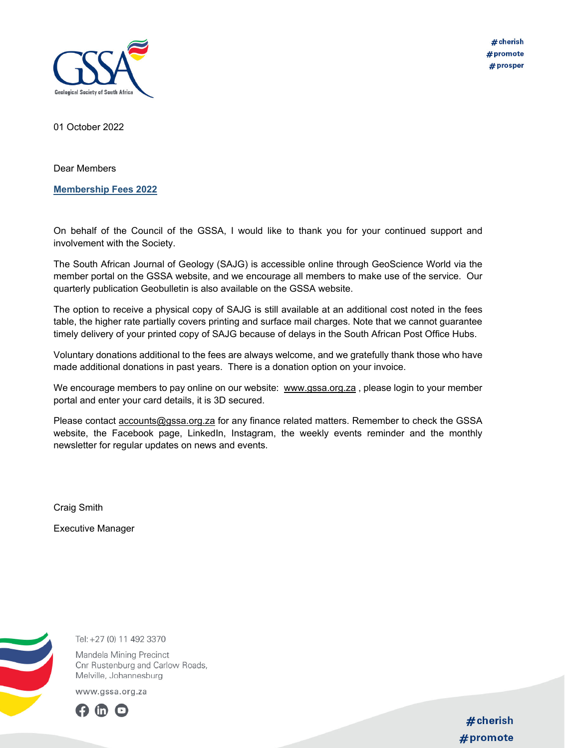01 October 2022

Dear Members

**Membership Fees 2022**

On behalf of the Council of the GSSA, I would like to thank you for your continued support and involvement with the Society.

The South African Journal of Geology (SAJG) is accessible online through GeoScience World via the member portal on the GSSA website, and we encourage all members to make use of the service. Our quarterly publication Geobulletin is also available on the GSSA website.

The option to receive a physical copy of SAJG is still available at an additional cost noted in the fees table, the higher rate partially covers printing and surface mail charges. Note that we cannot guarantee timely delivery of your printed copy of SAJG because of delays in the South African Post Office Hubs.

Voluntary donations additional to the fees are always welcome, and we gratefully thank those who have made additional donations in past years. There is a donation option on your invoice.

We encourage members to pay online on our website: www.gssa.org.za , please login to your member portal and enter your card details, it is 3D secured.

Please contact accounts@gssa.org.za for any finance related matters. Remember to check the GSSA website, the Facebook page, LinkedIn, Instagram, the weekly events reminder and the monthly newsletter for regular updates on news and events.

Craig Smith

Executive Manager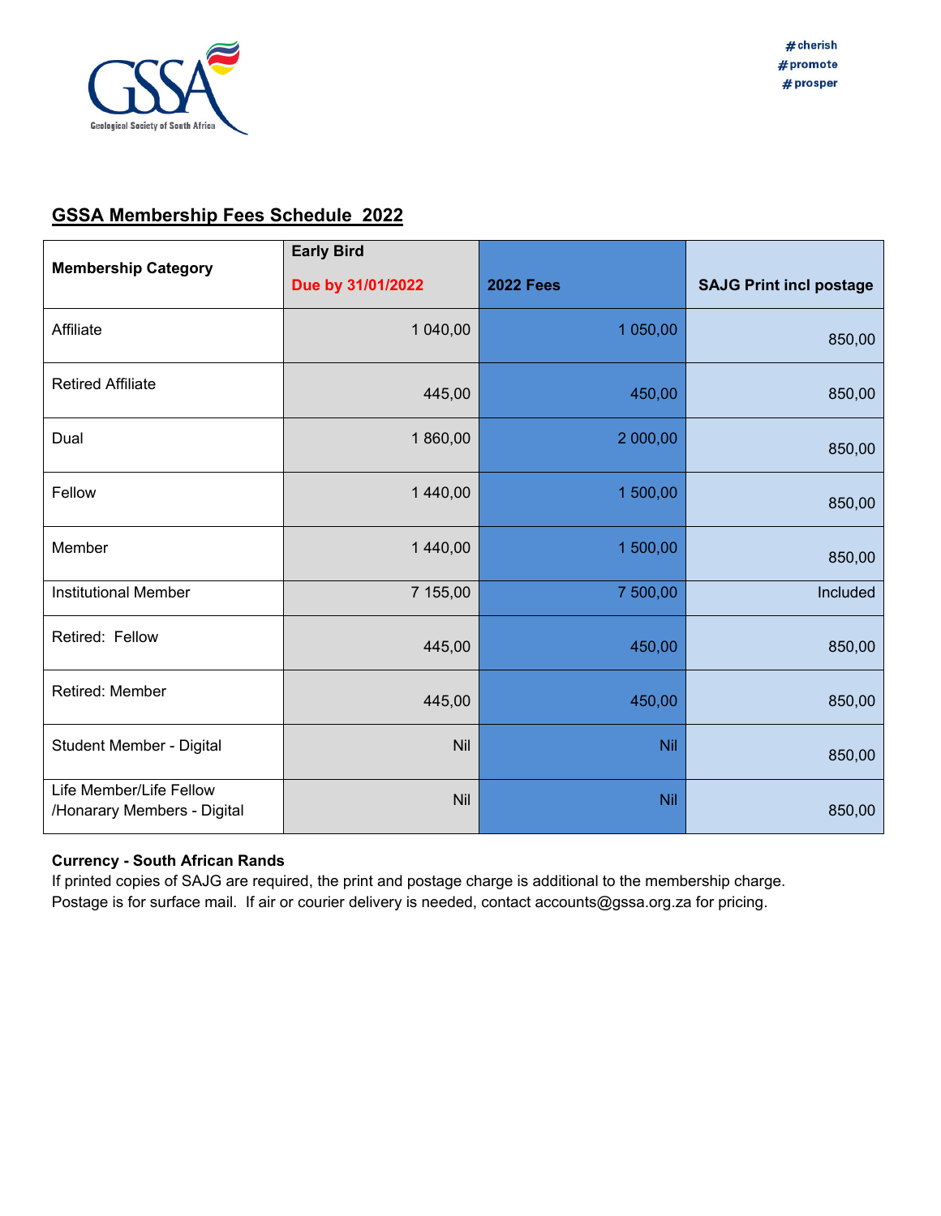Geological Society of South Africa

#cherish
#promote
#prosper

## GSSA Membership Fees Schedule 2022

| Membership Category | Early Bird Due by 31/01/2022 | 2022 Fees | SAJG Print incl postage |
|---|---|---|---|
| Affiliate | 1 040,00 | 1 050,00 | 850,00 |
| Retired Affiliate | 445,00 | 450,00 | 850,00 |
| Dual | 1 860,00 | 2 000,00 | 850,00 |
| Fellow | 1 440,00 | 1 500,00 | 850,00 |
| Member | 1 440,00 | 1 500,00 | 850,00 |
| Institutional Member | 7 155,00 | 7 500,00 | Included |
| Retired: Fellow | 445,00 | 450,00 | 850,00 |
| Retired: Member | 445,00 | 450,00 | 850,00 |
| Student Member - Digital | Nil | Nil | 850,00 |
| Life Member/Life Fellow /Honarary Members - Digital | Nil | Nil | 850,00 |

**Currency - South African Rands**

If printed copies of SAJG are required, the print and postage charge is additional to the membership charge. Postage is for surface mail. If air or courier delivery is needed, contact accounts@gssa.org.za for pricing.